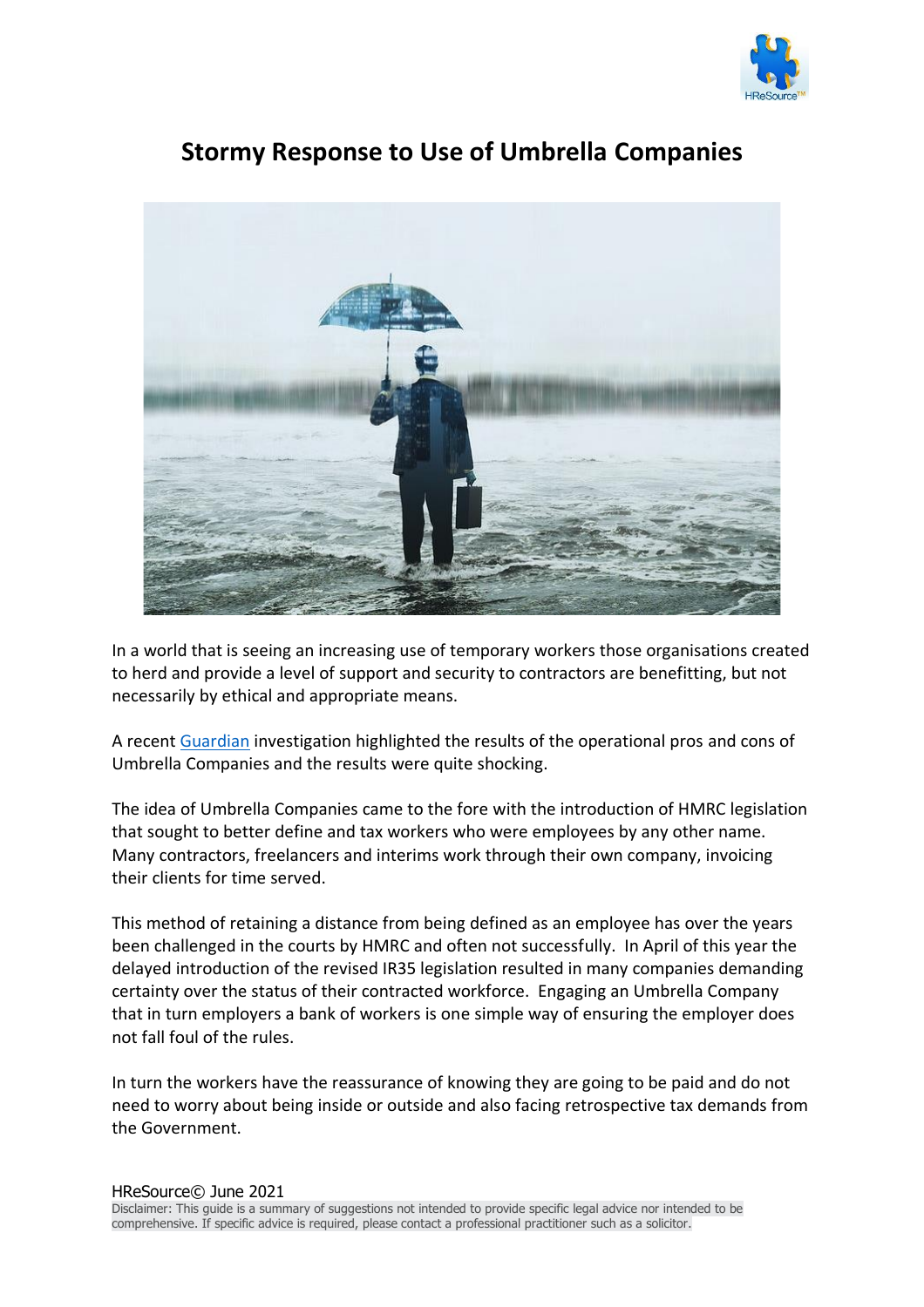# Stormy Response to Use of Umbrella Companies

In a world that is seeing an increasing use of temporary workers those organisations created to herd and provide a level of support and security to contractors are benefitting, but not necessarily by ethical and appropriate means.

A recent [Guardian](#) investigation highlighted the results of the operational pros and cons of Umbrella Companies and the results were quite shocking.

The idea of Umbrella Companies came to the fore with the introduction of HMRC legislation that sought to better define and tax workers who were employees by any other name. Many contractors, freelancers and interims work through their own company, invoicing their clients for time served.

This method of retaining a distance from being defined as an employee has over the years been challenged in the courts by HMRC and often not successfully. In April of this year the delayed introduction of the revised IR35 legislation resulted in many companies demanding certainty over the status of their contracted workforce. Engaging an Umbrella Company that in turn employers a bank of workers is one simple way of ensuring the employer does not fall foul of the rules.

In turn the workers have the reassurance of knowing they are going to be paid and do not need to worry about being inside or outside and also facing retrospective tax demands from the Government.

HReSource© June 2021

Disclaimer: This guide is a summary of suggestions not intended to provide specific legal advice nor intended to be comprehensive. If specific advice is required, please contact a professional practitioner such as a solicitor.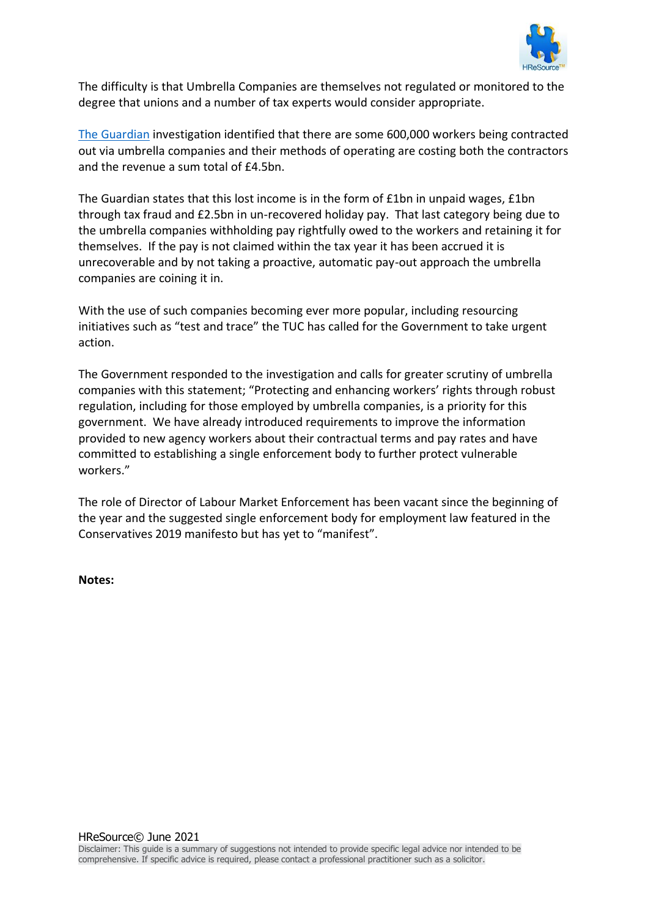The difficulty is that Umbrella Companies are themselves not regulated or monitored to the degree that unions and a number of tax experts would consider appropriate.

The Guardian investigation identified that there are some 600,000 workers being contracted out via umbrella companies and their methods of operating are costing both the contractors and the revenue a sum total of £4.5bn.

The Guardian states that this lost income is in the form of £1bn in unpaid wages, £1bn through tax fraud and £2.5bn in un-recovered holiday pay. That last category being due to the umbrella companies withholding pay rightfully owed to the workers and retaining it for themselves. If the pay is not claimed within the tax year it has been accrued it is unrecoverable and by not taking a proactive, automatic pay-out approach the umbrella companies are coining it in.

With the use of such companies becoming ever more popular, including resourcing initiatives such as "test and trace" the TUC has called for the Government to take urgent action.

The Government responded to the investigation and calls for greater scrutiny of umbrella companies with this statement; "Protecting and enhancing workers' rights through robust regulation, including for those employed by umbrella companies, is a priority for this government. We have already introduced requirements to improve the information provided to new agency workers about their contractual terms and pay rates and have committed to establishing a single enforcement body to further protect vulnerable workers."

The role of Director of Labour Market Enforcement has been vacant since the beginning of the year and the suggested single enforcement body for employment law featured in the Conservatives 2019 manifesto but has yet to "manifest".

**Notes:**

HReSource© June 2021

Disclaimer: This guide is a summary of suggestions not intended to provide specific legal advice nor intended to be comprehensive. If specific advice is required, please contact a professional practitioner such as a solicitor.